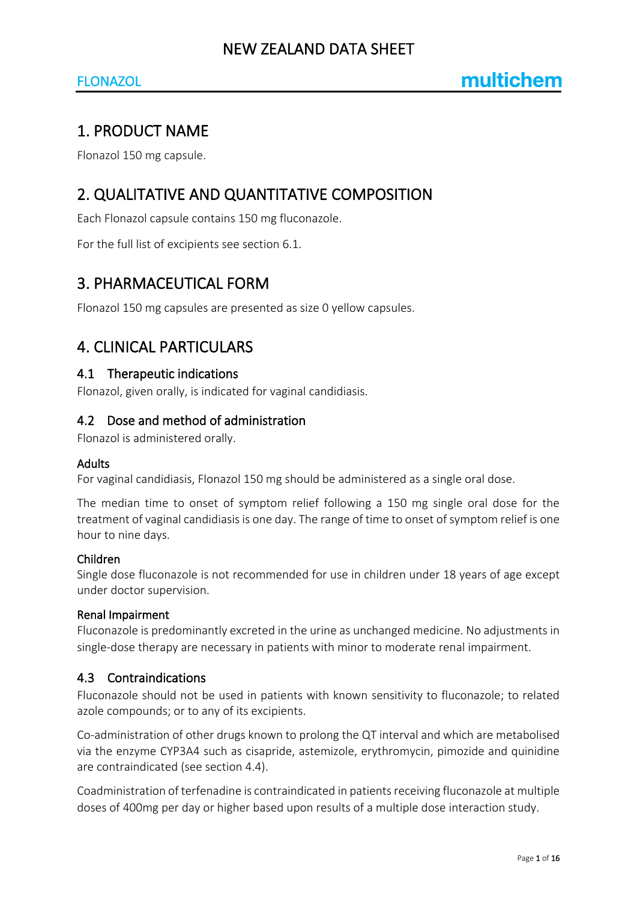# NEW ZEALAND DATA SHEET

FLONAZOL

## 1. PRODUCT NAME

Flonazol 150 mg capsule.

## 2. QUALITATIVE AND QUANTITATIVE COMPOSITION

Each Flonazol capsule contains 150 mg fluconazole.

For the full list of excipients see section 6.1.

## 3. PHARMACEUTICAL FORM

Flonazol 150 mg capsules are presented as size 0 yellow capsules.

## 4. CLINICAL PARTICULARS

### 4.1 Therapeutic indications

Flonazol, given orally, is indicated for vaginal candidiasis.

### 4.2 Dose and method of administration

Flonazol is administered orally.

#### Adults

For vaginal candidiasis, Flonazol 150 mg should be administered as a single oral dose.

The median time to onset of symptom relief following a 150 mg single oral dose for the treatment of vaginal candidiasis is one day. The range of time to onset of symptom relief is one hour to nine days.

#### Children

Single dose fluconazole is not recommended for use in children under 18 years of age except under doctor supervision.

#### Renal Impairment

Fluconazole is predominantly excreted in the urine as unchanged medicine. No adjustments in single-dose therapy are necessary in patients with minor to moderate renal impairment.

### 4.3 Contraindications

Fluconazole should not be used in patients with known sensitivity to fluconazole; to related azole compounds; or to any of its excipients.

Co-administration of other drugs known to prolong the QT interval and which are metabolised via the enzyme CYP3A4 such as cisapride, astemizole, erythromycin, pimozide and quinidine are contraindicated (see section 4.4).

Coadministration of terfenadine is contraindicated in patients receiving fluconazole at multiple doses of 400mg per day or higher based upon results of a multiple dose interaction study.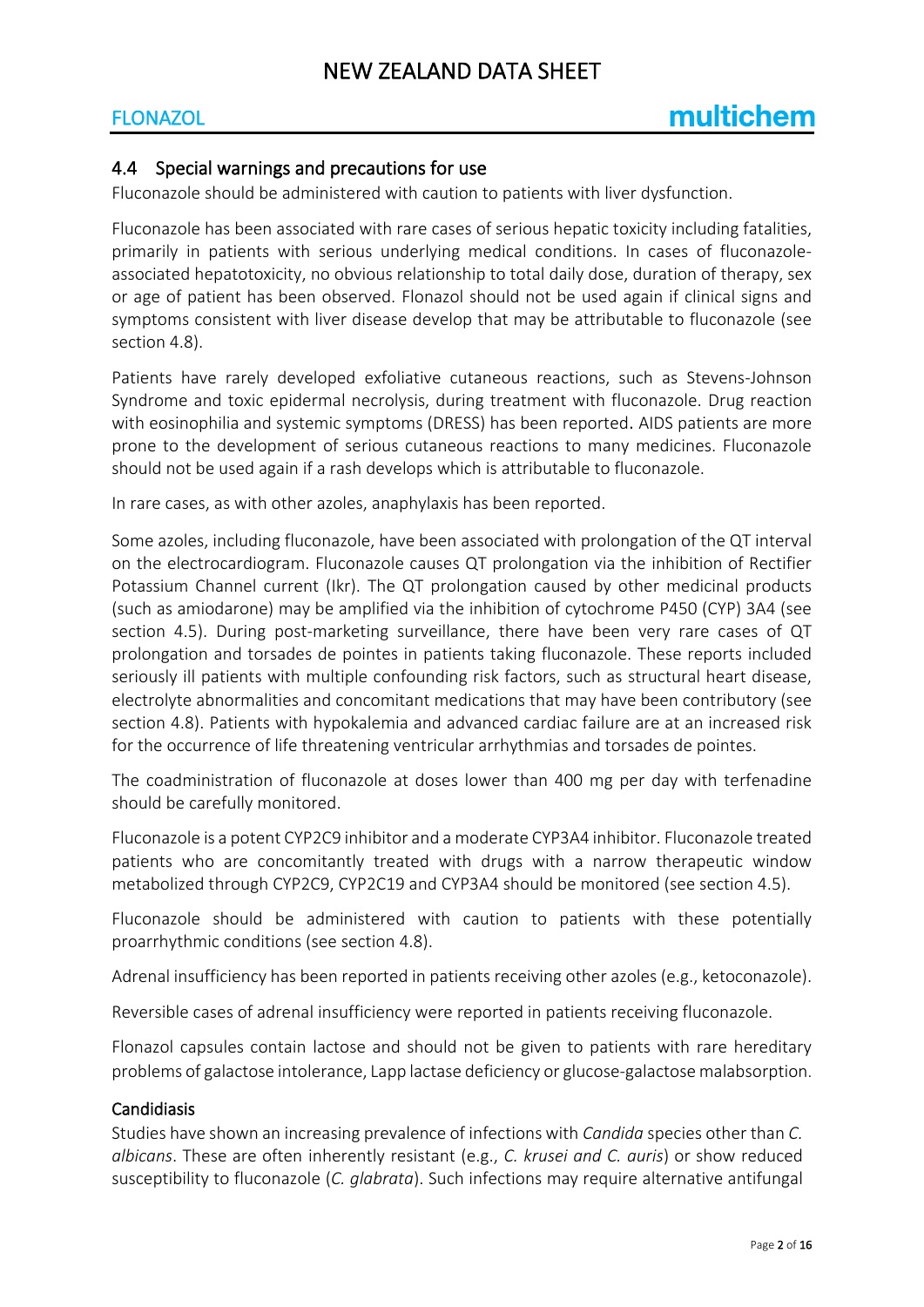## 4.4 Special warnings and precautions for use

Fluconazole should be administered with caution to patients with liver dysfunction.

Fluconazole has been associated with rare cases of serious hepatic toxicity including fatalities, primarily in patients with serious underlying medical conditions. In cases of fluconazole-associated hepatotoxicity, no obvious relationship to total daily dose, duration of therapy, sex or age of patient has been observed. Flonazol should not be used again if clinical signs and symptoms consistent with liver disease develop that may be attributable to fluconazole (see section 4.8).

Patients have rarely developed exfoliative cutaneous reactions, such as Stevens-Johnson Syndrome and toxic epidermal necrolysis, during treatment with fluconazole. Drug reaction with eosinophilia and systemic symptoms (DRESS) has been reported. AIDS patients are more prone to the development of serious cutaneous reactions to many medicines. Fluconazole should not be used again if a rash develops which is attributable to fluconazole.

In rare cases, as with other azoles, anaphylaxis has been reported.

Some azoles, including fluconazole, have been associated with prolongation of the QT interval on the electrocardiogram. Fluconazole causes QT prolongation via the inhibition of Rectifier Potassium Channel current (Ikr). The QT prolongation caused by other medicinal products (such as amiodarone) may be amplified via the inhibition of cytochrome P450 (CYP) 3A4 (see section 4.5). During post-marketing surveillance, there have been very rare cases of QT prolongation and torsades de pointes in patients taking fluconazole. These reports included seriously ill patients with multiple confounding risk factors, such as structural heart disease, electrolyte abnormalities and concomitant medications that may have been contributory (see section 4.8). Patients with hypokalemia and advanced cardiac failure are at an increased risk for the occurrence of life threatening ventricular arrhythmias and torsades de pointes.

The coadministration of fluconazole at doses lower than 400 mg per day with terfenadine should be carefully monitored.

Fluconazole is a potent CYP2C9 inhibitor and a moderate CYP3A4 inhibitor. Fluconazole treated patients who are concomitantly treated with drugs with a narrow therapeutic window metabolized through CYP2C9, CYP2C19 and CYP3A4 should be monitored (see section 4.5).

Fluconazole should be administered with caution to patients with these potentially proarrhythmic conditions (see section 4.8).

Adrenal insufficiency has been reported in patients receiving other azoles (e.g., ketoconazole).

Reversible cases of adrenal insufficiency were reported in patients receiving fluconazole.

Flonazol capsules contain lactose and should not be given to patients with rare hereditary problems of galactose intolerance, Lapp lactase deficiency or glucose-galactose malabsorption.

### Candidiasis

Studies have shown an increasing prevalence of infections with *Candida* species other than *C. albicans*. These are often inherently resistant (e.g., *C. krusei and C. auris*) or show reduced susceptibility to fluconazole (*C. glabrata*). Such infections may require alternative antifungal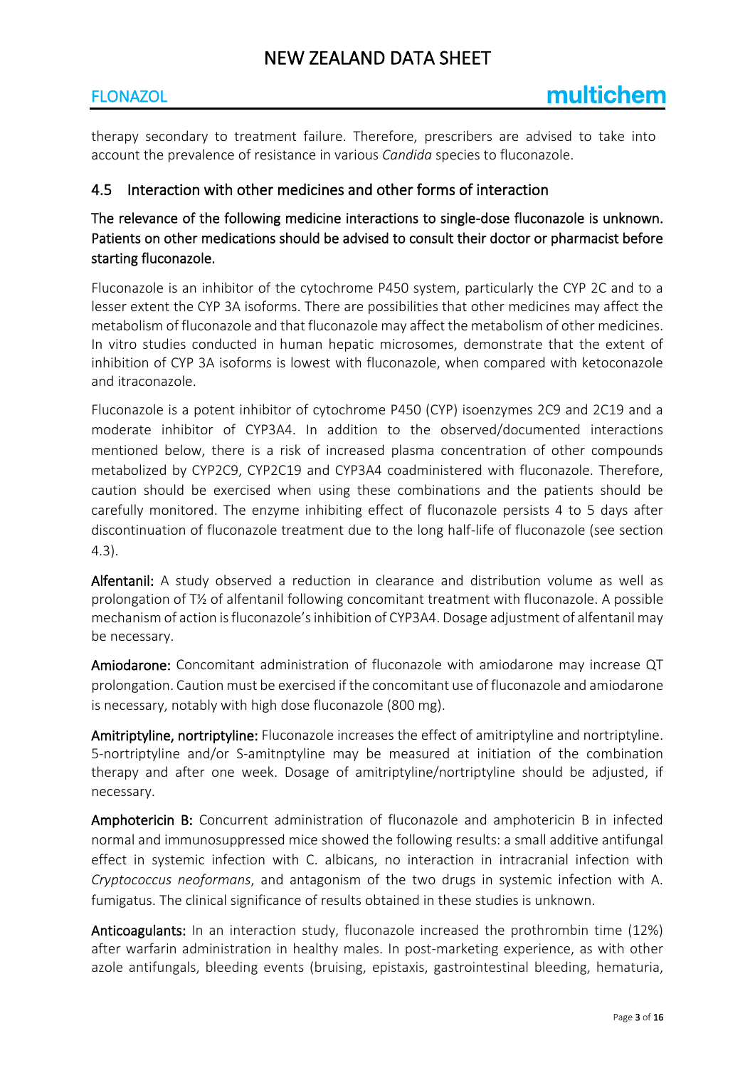therapy secondary to treatment failure. Therefore, prescribers are advised to take into account the prevalence of resistance in various *Candida* species to fluconazole.

## 4.5 Interaction with other medicines and other forms of interaction

The relevance of the following medicine interactions to single-dose fluconazole is unknown. Patients on other medications should be advised to consult their doctor or pharmacist before starting fluconazole.

Fluconazole is an inhibitor of the cytochrome P450 system, particularly the CYP 2C and to a lesser extent the CYP 3A isoforms. There are possibilities that other medicines may affect the metabolism of fluconazole and that fluconazole may affect the metabolism of other medicines. In vitro studies conducted in human hepatic microsomes, demonstrate that the extent of inhibition of CYP 3A isoforms is lowest with fluconazole, when compared with ketoconazole and itraconazole.

Fluconazole is a potent inhibitor of cytochrome P450 (CYP) isoenzymes 2C9 and 2C19 and a moderate inhibitor of CYP3A4. In addition to the observed/documented interactions mentioned below, there is a risk of increased plasma concentration of other compounds metabolized by CYP2C9, CYP2C19 and CYP3A4 coadministered with fluconazole. Therefore, caution should be exercised when using these combinations and the patients should be carefully monitored. The enzyme inhibiting effect of fluconazole persists 4 to 5 days after discontinuation of fluconazole treatment due to the long half-life of fluconazole (see section 4.3).

**Alfentanil:** A study observed a reduction in clearance and distribution volume as well as prolongation of T½ of alfentanil following concomitant treatment with fluconazole. A possible mechanism of action is fluconazole's inhibition of CYP3A4. Dosage adjustment of alfentanil may be necessary.

**Amiodarone:** Concomitant administration of fluconazole with amiodarone may increase QT prolongation. Caution must be exercised if the concomitant use of fluconazole and amiodarone is necessary, notably with high dose fluconazole (800 mg).

**Amitriptyline, nortriptyline:** Fluconazole increases the effect of amitriptyline and nortriptyline. 5-nortriptyline and/or S-amitnptyline may be measured at initiation of the combination therapy and after one week. Dosage of amitriptyline/nortriptyline should be adjusted, if necessary.

**Amphotericin B:** Concurrent administration of fluconazole and amphotericin B in infected normal and immunosuppressed mice showed the following results: a small additive antifungal effect in systemic infection with C. albicans, no interaction in intracranial infection with *Cryptococcus neoformans*, and antagonism of the two drugs in systemic infection with A. fumigatus. The clinical significance of results obtained in these studies is unknown.

**Anticoagulants:** In an interaction study, fluconazole increased the prothrombin time (12%) after warfarin administration in healthy males. In post-marketing experience, as with other azole antifungals, bleeding events (bruising, epistaxis, gastrointestinal bleeding, hematuria,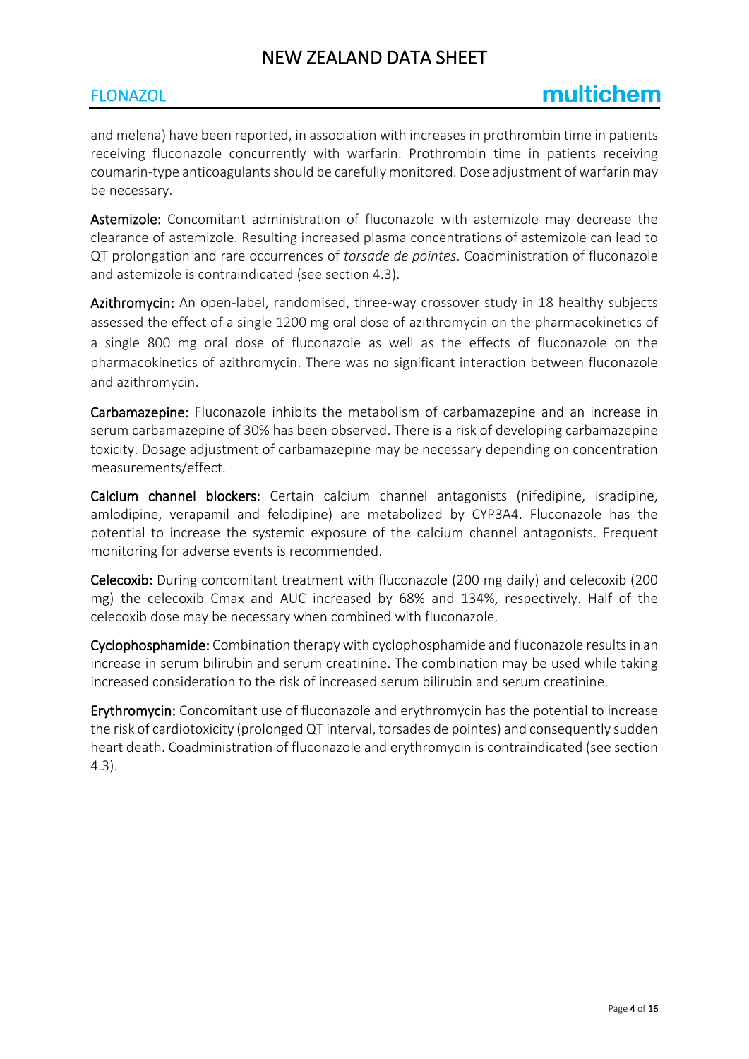and melena) have been reported, in association with increases in prothrombin time in patients receiving fluconazole concurrently with warfarin. Prothrombin time in patients receiving coumarin-type anticoagulants should be carefully monitored. Dose adjustment of warfarin may be necessary.

**Astemizole:** Concomitant administration of fluconazole with astemizole may decrease the clearance of astemizole. Resulting increased plasma concentrations of astemizole can lead to QT prolongation and rare occurrences of *torsade de pointes*. Coadministration of fluconazole and astemizole is contraindicated (see section 4.3).

**Azithromycin:** An open-label, randomised, three-way crossover study in 18 healthy subjects assessed the effect of a single 1200 mg oral dose of azithromycin on the pharmacokinetics of a single 800 mg oral dose of fluconazole as well as the effects of fluconazole on the pharmacokinetics of azithromycin. There was no significant interaction between fluconazole and azithromycin.

**Carbamazepine:** Fluconazole inhibits the metabolism of carbamazepine and an increase in serum carbamazepine of 30% has been observed. There is a risk of developing carbamazepine toxicity. Dosage adjustment of carbamazepine may be necessary depending on concentration measurements/effect.

**Calcium channel blockers:** Certain calcium channel antagonists (nifedipine, isradipine, amlodipine, verapamil and felodipine) are metabolized by CYP3A4. Fluconazole has the potential to increase the systemic exposure of the calcium channel antagonists. Frequent monitoring for adverse events is recommended.

**Celecoxib:** During concomitant treatment with fluconazole (200 mg daily) and celecoxib (200 mg) the celecoxib Cmax and AUC increased by 68% and 134%, respectively. Half of the celecoxib dose may be necessary when combined with fluconazole.

**Cyclophosphamide:** Combination therapy with cyclophosphamide and fluconazole results in an increase in serum bilirubin and serum creatinine. The combination may be used while taking increased consideration to the risk of increased serum bilirubin and serum creatinine.

**Erythromycin:** Concomitant use of fluconazole and erythromycin has the potential to increase the risk of cardiotoxicity (prolonged QT interval, torsades de pointes) and consequently sudden heart death. Coadministration of fluconazole and erythromycin is contraindicated (see section 4.3).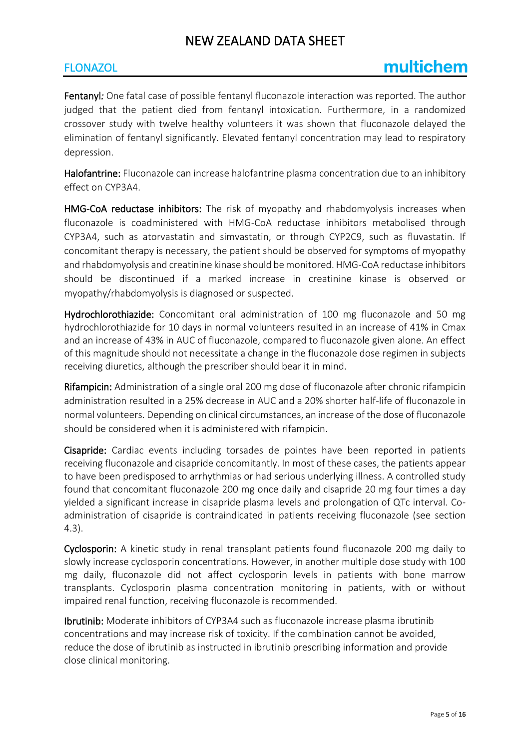**Fentanyl***:* One fatal case of possible fentanyl fluconazole interaction was reported. The author judged that the patient died from fentanyl intoxication. Furthermore, in a randomized crossover study with twelve healthy volunteers it was shown that fluconazole delayed the elimination of fentanyl significantly. Elevated fentanyl concentration may lead to respiratory depression.

**Halofantrine:** Fluconazole can increase halofantrine plasma concentration due to an inhibitory effect on CYP3A4.

**HMG-CoA reductase inhibitors:** The risk of myopathy and rhabdomyolysis increases when fluconazole is coadministered with HMG-CoA reductase inhibitors metabolised through CYP3A4, such as atorvastatin and simvastatin, or through CYP2C9, such as fluvastatin. If concomitant therapy is necessary, the patient should be observed for symptoms of myopathy and rhabdomyolysis and creatinine kinase should be monitored. HMG-CoA reductase inhibitors should be discontinued if a marked increase in creatinine kinase is observed or myopathy/rhabdomyolysis is diagnosed or suspected.

**Hydrochlorothiazide:** Concomitant oral administration of 100 mg fluconazole and 50 mg hydrochlorothiazide for 10 days in normal volunteers resulted in an increase of 41% in Cmax and an increase of 43% in AUC of fluconazole, compared to fluconazole given alone. An effect of this magnitude should not necessitate a change in the fluconazole dose regimen in subjects receiving diuretics, although the prescriber should bear it in mind.

**Rifampicin:** Administration of a single oral 200 mg dose of fluconazole after chronic rifampicin administration resulted in a 25% decrease in AUC and a 20% shorter half-life of fluconazole in normal volunteers. Depending on clinical circumstances, an increase of the dose of fluconazole should be considered when it is administered with rifampicin.

**Cisapride:** Cardiac events including torsades de pointes have been reported in patients receiving fluconazole and cisapride concomitantly. In most of these cases, the patients appear to have been predisposed to arrhythmias or had serious underlying illness. A controlled study found that concomitant fluconazole 200 mg once daily and cisapride 20 mg four times a day yielded a significant increase in cisapride plasma levels and prolongation of QTc interval. Co-administration of cisapride is contraindicated in patients receiving fluconazole (see section 4.3).

**Cyclosporin:** A kinetic study in renal transplant patients found fluconazole 200 mg daily to slowly increase cyclosporin concentrations. However, in another multiple dose study with 100 mg daily, fluconazole did not affect cyclosporin levels in patients with bone marrow transplants. Cyclosporin plasma concentration monitoring in patients, with or without impaired renal function, receiving fluconazole is recommended.

**Ibrutinib:** Moderate inhibitors of CYP3A4 such as fluconazole increase plasma ibrutinib concentrations and may increase risk of toxicity. If the combination cannot be avoided, reduce the dose of ibrutinib as instructed in ibrutinib prescribing information and provide close clinical monitoring.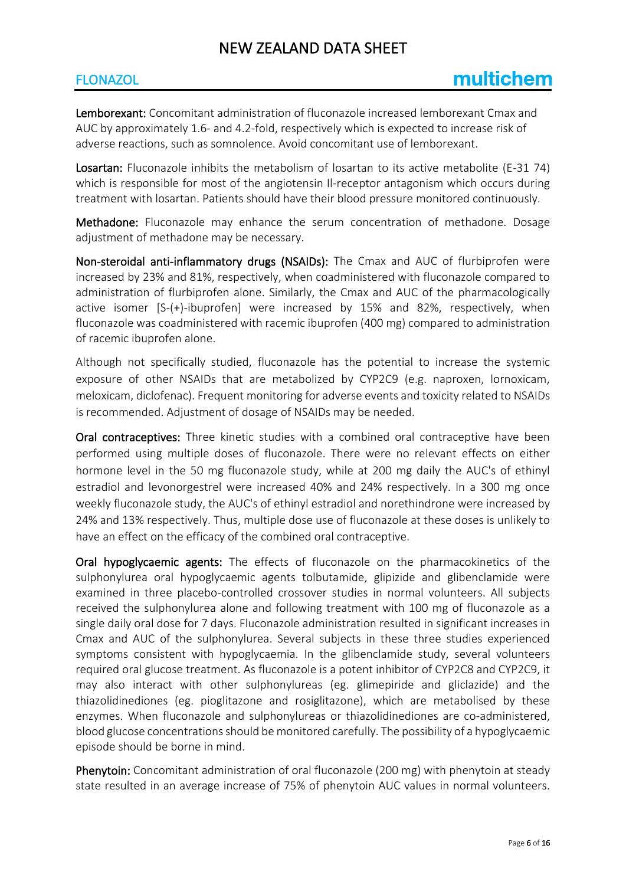**Lemborexant:** Concomitant administration of fluconazole increased lemborexant Cmax and AUC by approximately 1.6- and 4.2-fold, respectively which is expected to increase risk of adverse reactions, such as somnolence. Avoid concomitant use of lemborexant.

**Losartan:** Fluconazole inhibits the metabolism of losartan to its active metabolite (E-31 74) which is responsible for most of the angiotensin II-receptor antagonism which occurs during treatment with losartan. Patients should have their blood pressure monitored continuously.

**Methadone:** Fluconazole may enhance the serum concentration of methadone. Dosage adjustment of methadone may be necessary.

**Non-steroidal anti-inflammatory drugs (NSAIDs):** The Cmax and AUC of flurbiprofen were increased by 23% and 81%, respectively, when coadministered with fluconazole compared to administration of flurbiprofen alone. Similarly, the Cmax and AUC of the pharmacologically active isomer [S-(+)-ibuprofen] were increased by 15% and 82%, respectively, when fluconazole was coadministered with racemic ibuprofen (400 mg) compared to administration of racemic ibuprofen alone.

Although not specifically studied, fluconazole has the potential to increase the systemic exposure of other NSAIDs that are metabolized by CYP2C9 (e.g. naproxen, lornoxicam, meloxicam, diclofenac). Frequent monitoring for adverse events and toxicity related to NSAIDs is recommended. Adjustment of dosage of NSAIDs may be needed.

**Oral contraceptives:** Three kinetic studies with a combined oral contraceptive have been performed using multiple doses of fluconazole. There were no relevant effects on either hormone level in the 50 mg fluconazole study, while at 200 mg daily the AUC's of ethinyl estradiol and levonorgestrel were increased 40% and 24% respectively. In a 300 mg once weekly fluconazole study, the AUC's of ethinyl estradiol and norethindrone were increased by 24% and 13% respectively. Thus, multiple dose use of fluconazole at these doses is unlikely to have an effect on the efficacy of the combined oral contraceptive.

**Oral hypoglycaemic agents:** The effects of fluconazole on the pharmacokinetics of the sulphonylurea oral hypoglycaemic agents tolbutamide, glipizide and glibenclamide were examined in three placebo-controlled crossover studies in normal volunteers. All subjects received the sulphonylurea alone and following treatment with 100 mg of fluconazole as a single daily oral dose for 7 days. Fluconazole administration resulted in significant increases in Cmax and AUC of the sulphonylurea. Several subjects in these three studies experienced symptoms consistent with hypoglycaemia. In the glibenclamide study, several volunteers required oral glucose treatment. As fluconazole is a potent inhibitor of CYP2C8 and CYP2C9, it may also interact with other sulphonylureas (eg. glimepiride and gliclazide) and the thiazolidinediones (eg. pioglitazone and rosiglitazone), which are metabolised by these enzymes. When fluconazole and sulphonylureas or thiazolidinediones are co-administered, blood glucose concentrations should be monitored carefully. The possibility of a hypoglycaemic episode should be borne in mind.

**Phenytoin:** Concomitant administration of oral fluconazole (200 mg) with phenytoin at steady state resulted in an average increase of 75% of phenytoin AUC values in normal volunteers.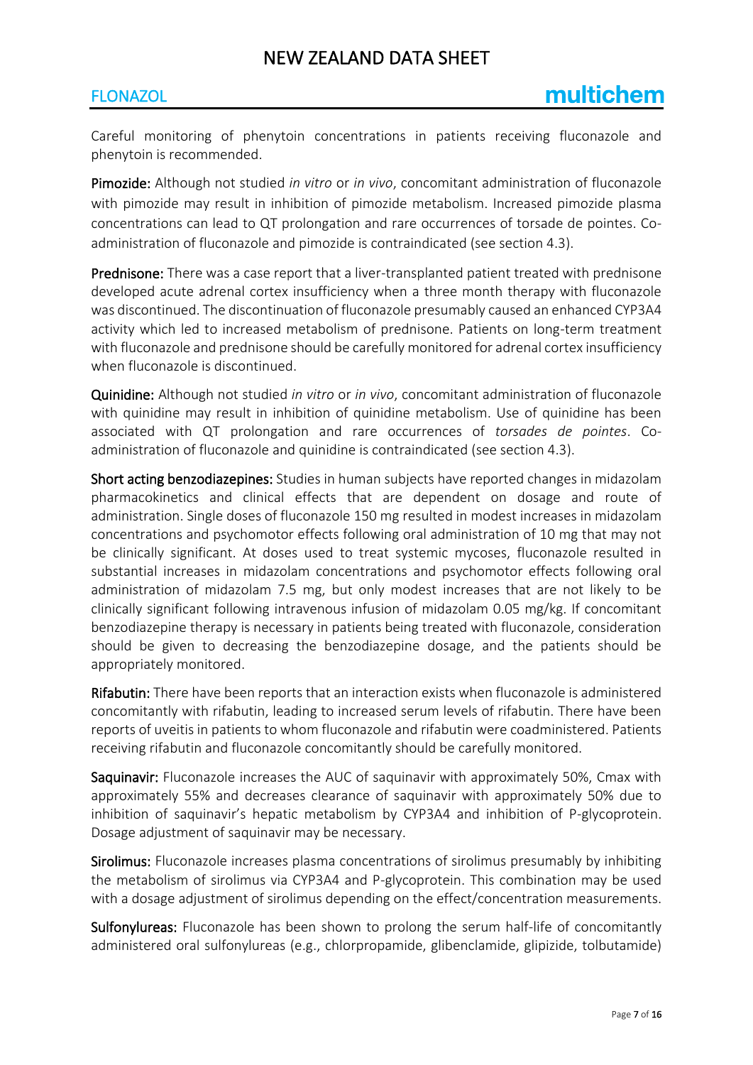Careful monitoring of phenytoin concentrations in patients receiving fluconazole and phenytoin is recommended.

**Pimozide:** Although not studied *in vitro* or *in vivo*, concomitant administration of fluconazole with pimozide may result in inhibition of pimozide metabolism. Increased pimozide plasma concentrations can lead to QT prolongation and rare occurrences of torsade de pointes. Co-administration of fluconazole and pimozide is contraindicated (see section 4.3).

**Prednisone:** There was a case report that a liver-transplanted patient treated with prednisone developed acute adrenal cortex insufficiency when a three month therapy with fluconazole was discontinued. The discontinuation of fluconazole presumably caused an enhanced CYP3A4 activity which led to increased metabolism of prednisone. Patients on long-term treatment with fluconazole and prednisone should be carefully monitored for adrenal cortex insufficiency when fluconazole is discontinued.

**Quinidine:** Although not studied *in vitro* or *in vivo*, concomitant administration of fluconazole with quinidine may result in inhibition of quinidine metabolism. Use of quinidine has been associated with QT prolongation and rare occurrences of *torsades de pointes*. Co-administration of fluconazole and quinidine is contraindicated (see section 4.3).

**Short acting benzodiazepines:** Studies in human subjects have reported changes in midazolam pharmacokinetics and clinical effects that are dependent on dosage and route of administration. Single doses of fluconazole 150 mg resulted in modest increases in midazolam concentrations and psychomotor effects following oral administration of 10 mg that may not be clinically significant. At doses used to treat systemic mycoses, fluconazole resulted in substantial increases in midazolam concentrations and psychomotor effects following oral administration of midazolam 7.5 mg, but only modest increases that are not likely to be clinically significant following intravenous infusion of midazolam 0.05 mg/kg. If concomitant benzodiazepine therapy is necessary in patients being treated with fluconazole, consideration should be given to decreasing the benzodiazepine dosage, and the patients should be appropriately monitored.

**Rifabutin:** There have been reports that an interaction exists when fluconazole is administered concomitantly with rifabutin, leading to increased serum levels of rifabutin. There have been reports of uveitis in patients to whom fluconazole and rifabutin were coadministered. Patients receiving rifabutin and fluconazole concomitantly should be carefully monitored.

**Saquinavir:** Fluconazole increases the AUC of saquinavir with approximately 50%, Cmax with approximately 55% and decreases clearance of saquinavir with approximately 50% due to inhibition of saquinavir's hepatic metabolism by CYP3A4 and inhibition of P-glycoprotein. Dosage adjustment of saquinavir may be necessary.

**Sirolimus:** Fluconazole increases plasma concentrations of sirolimus presumably by inhibiting the metabolism of sirolimus via CYP3A4 and P-glycoprotein. This combination may be used with a dosage adjustment of sirolimus depending on the effect/concentration measurements.

**Sulfonylureas:** Fluconazole has been shown to prolong the serum half-life of concomitantly administered oral sulfonylureas (e.g., chlorpropamide, glibenclamide, glipizide, tolbutamide)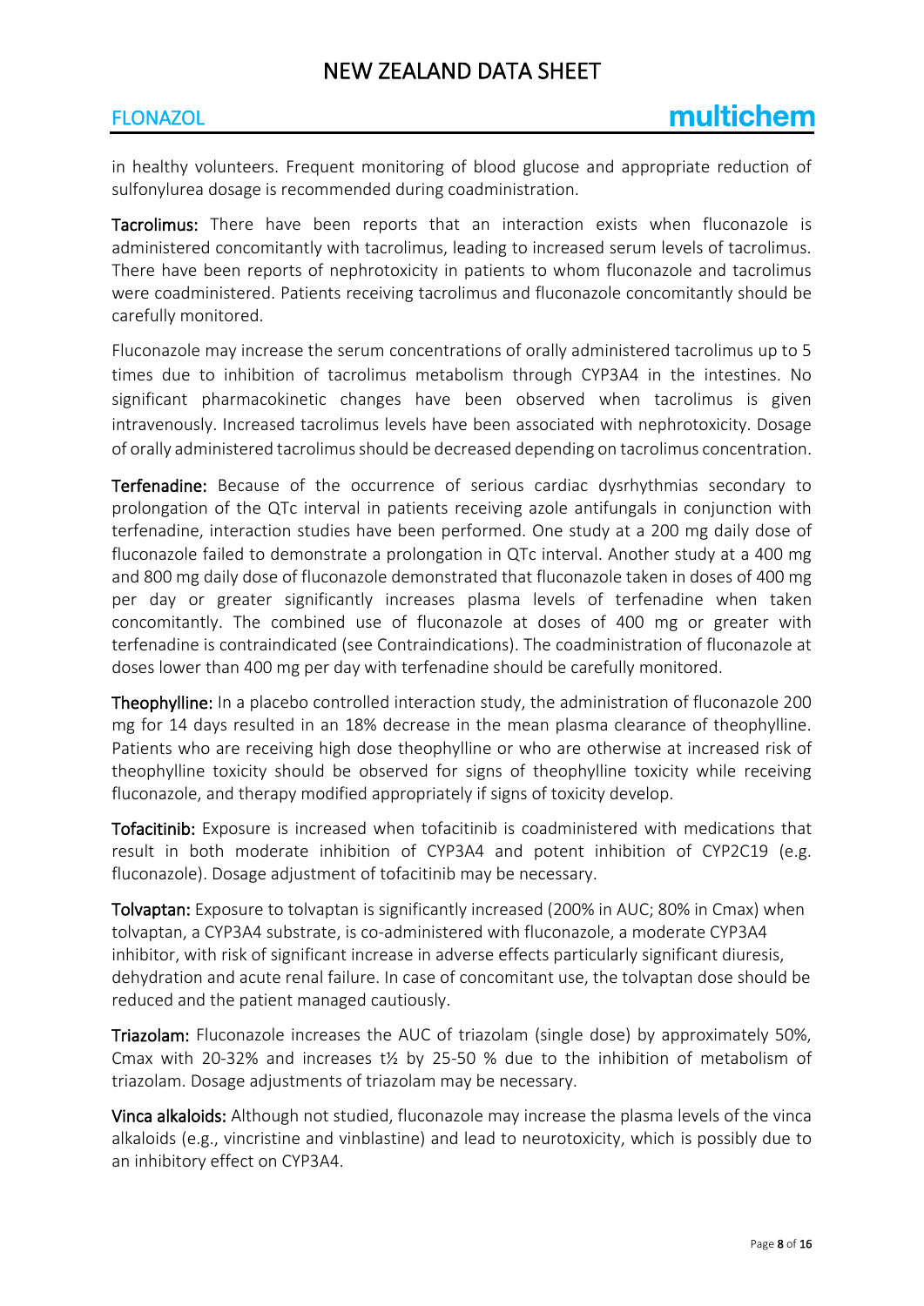in healthy volunteers. Frequent monitoring of blood glucose and appropriate reduction of sulfonylurea dosage is recommended during coadministration.

**Tacrolimus:** There have been reports that an interaction exists when fluconazole is administered concomitantly with tacrolimus, leading to increased serum levels of tacrolimus. There have been reports of nephrotoxicity in patients to whom fluconazole and tacrolimus were coadministered. Patients receiving tacrolimus and fluconazole concomitantly should be carefully monitored.

Fluconazole may increase the serum concentrations of orally administered tacrolimus up to 5 times due to inhibition of tacrolimus metabolism through CYP3A4 in the intestines. No significant pharmacokinetic changes have been observed when tacrolimus is given intravenously. Increased tacrolimus levels have been associated with nephrotoxicity. Dosage of orally administered tacrolimus should be decreased depending on tacrolimus concentration.

**Terfenadine:** Because of the occurrence of serious cardiac dysrhythmias secondary to prolongation of the QTc interval in patients receiving azole antifungals in conjunction with terfenadine, interaction studies have been performed. One study at a 200 mg daily dose of fluconazole failed to demonstrate a prolongation in QTc interval. Another study at a 400 mg and 800 mg daily dose of fluconazole demonstrated that fluconazole taken in doses of 400 mg per day or greater significantly increases plasma levels of terfenadine when taken concomitantly. The combined use of fluconazole at doses of 400 mg or greater with terfenadine is contraindicated (see Contraindications). The coadministration of fluconazole at doses lower than 400 mg per day with terfenadine should be carefully monitored.

**Theophylline:** In a placebo controlled interaction study, the administration of fluconazole 200 mg for 14 days resulted in an 18% decrease in the mean plasma clearance of theophylline. Patients who are receiving high dose theophylline or who are otherwise at increased risk of theophylline toxicity should be observed for signs of theophylline toxicity while receiving fluconazole, and therapy modified appropriately if signs of toxicity develop.

**Tofacitinib:** Exposure is increased when tofacitinib is coadministered with medications that result in both moderate inhibition of CYP3A4 and potent inhibition of CYP2C19 (e.g. fluconazole). Dosage adjustment of tofacitinib may be necessary.

**Tolvaptan:** Exposure to tolvaptan is significantly increased (200% in AUC; 80% in Cmax) when tolvaptan, a CYP3A4 substrate, is co-administered with fluconazole, a moderate CYP3A4 inhibitor, with risk of significant increase in adverse effects particularly significant diuresis, dehydration and acute renal failure. In case of concomitant use, the tolvaptan dose should be reduced and the patient managed cautiously.

**Triazolam:** Fluconazole increases the AUC of triazolam (single dose) by approximately 50%, Cmax with 20-32% and increases t½ by 25-50 % due to the inhibition of metabolism of triazolam. Dosage adjustments of triazolam may be necessary.

**Vinca alkaloids:** Although not studied, fluconazole may increase the plasma levels of the vinca alkaloids (e.g., vincristine and vinblastine) and lead to neurotoxicity, which is possibly due to an inhibitory effect on CYP3A4.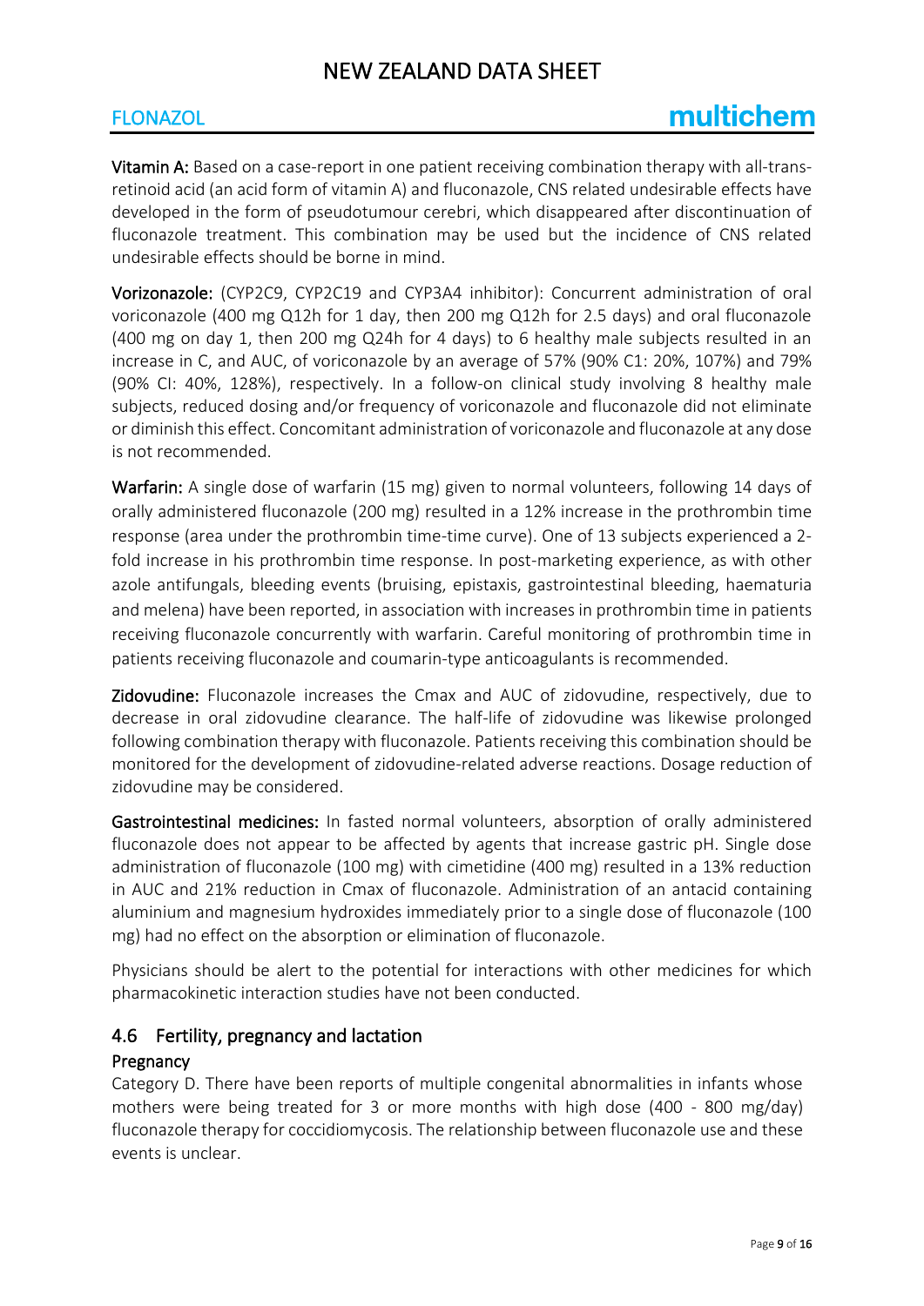**Vitamin A:** Based on a case-report in one patient receiving combination therapy with all-trans-retinoid acid (an acid form of vitamin A) and fluconazole, CNS related undesirable effects have developed in the form of pseudotumour cerebri, which disappeared after discontinuation of fluconazole treatment. This combination may be used but the incidence of CNS related undesirable effects should be borne in mind.

**Vorizonazole:** (CYP2C9, CYP2C19 and CYP3A4 inhibitor): Concurrent administration of oral voriconazole (400 mg Q12h for 1 day, then 200 mg Q12h for 2.5 days) and oral fluconazole (400 mg on day 1, then 200 mg Q24h for 4 days) to 6 healthy male subjects resulted in an increase in C, and AUC, of voriconazole by an average of 57% (90% C1: 20%, 107%) and 79% (90% CI: 40%, 128%), respectively. In a follow-on clinical study involving 8 healthy male subjects, reduced dosing and/or frequency of voriconazole and fluconazole did not eliminate or diminish this effect. Concomitant administration of voriconazole and fluconazole at any dose is not recommended.

**Warfarin:** A single dose of warfarin (15 mg) given to normal volunteers, following 14 days of orally administered fluconazole (200 mg) resulted in a 12% increase in the prothrombin time response (area under the prothrombin time-time curve). One of 13 subjects experienced a 2-fold increase in his prothrombin time response. In post-marketing experience, as with other azole antifungals, bleeding events (bruising, epistaxis, gastrointestinal bleeding, haematuria and melena) have been reported, in association with increases in prothrombin time in patients receiving fluconazole concurrently with warfarin. Careful monitoring of prothrombin time in patients receiving fluconazole and coumarin-type anticoagulants is recommended.

**Zidovudine:** Fluconazole increases the Cmax and AUC of zidovudine, respectively, due to decrease in oral zidovudine clearance. The half-life of zidovudine was likewise prolonged following combination therapy with fluconazole. Patients receiving this combination should be monitored for the development of zidovudine-related adverse reactions. Dosage reduction of zidovudine may be considered.

**Gastrointestinal medicines:** In fasted normal volunteers, absorption of orally administered fluconazole does not appear to be affected by agents that increase gastric pH. Single dose administration of fluconazole (100 mg) with cimetidine (400 mg) resulted in a 13% reduction in AUC and 21% reduction in Cmax of fluconazole. Administration of an antacid containing aluminium and magnesium hydroxides immediately prior to a single dose of fluconazole (100 mg) had no effect on the absorption or elimination of fluconazole.

Physicians should be alert to the potential for interactions with other medicines for which pharmacokinetic interaction studies have not been conducted.

## 4.6 Fertility, pregnancy and lactation

### Pregnancy

Category D. There have been reports of multiple congenital abnormalities in infants whose mothers were being treated for 3 or more months with high dose (400 - 800 mg/day) fluconazole therapy for coccidiomycosis. The relationship between fluconazole use and these events is unclear.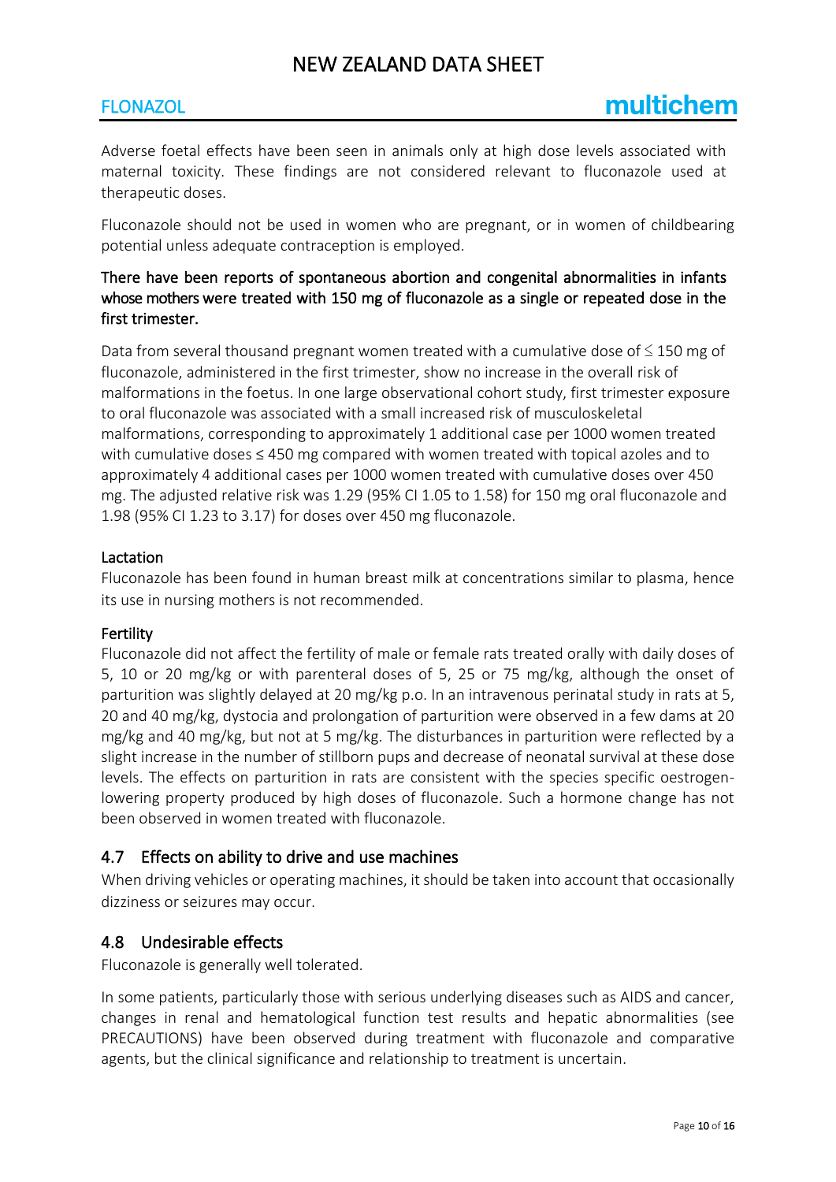Adverse foetal effects have been seen in animals only at high dose levels associated with maternal toxicity. These findings are not considered relevant to fluconazole used at therapeutic doses.

Fluconazole should not be used in women who are pregnant, or in women of childbearing potential unless adequate contraception is employed.

There have been reports of spontaneous abortion and congenital abnormalities in infants whose mothers were treated with 150 mg of fluconazole as a single or repeated dose in the first trimester.

Data from several thousand pregnant women treated with a cumulative dose of ≤ 150 mg of fluconazole, administered in the first trimester, show no increase in the overall risk of malformations in the foetus. In one large observational cohort study, first trimester exposure to oral fluconazole was associated with a small increased risk of musculoskeletal malformations, corresponding to approximately 1 additional case per 1000 women treated with cumulative doses ≤ 450 mg compared with women treated with topical azoles and to approximately 4 additional cases per 1000 women treated with cumulative doses over 450 mg. The adjusted relative risk was 1.29 (95% CI 1.05 to 1.58) for 150 mg oral fluconazole and 1.98 (95% CI 1.23 to 3.17) for doses over 450 mg fluconazole.

#### Lactation

Fluconazole has been found in human breast milk at concentrations similar to plasma, hence its use in nursing mothers is not recommended.

#### Fertility

Fluconazole did not affect the fertility of male or female rats treated orally with daily doses of 5, 10 or 20 mg/kg or with parenteral doses of 5, 25 or 75 mg/kg, although the onset of parturition was slightly delayed at 20 mg/kg p.o. In an intravenous perinatal study in rats at 5, 20 and 40 mg/kg, dystocia and prolongation of parturition were observed in a few dams at 20 mg/kg and 40 mg/kg, but not at 5 mg/kg. The disturbances in parturition were reflected by a slight increase in the number of stillborn pups and decrease of neonatal survival at these dose levels. The effects on parturition in rats are consistent with the species specific oestrogen-lowering property produced by high doses of fluconazole. Such a hormone change has not been observed in women treated with fluconazole.

### 4.7 Effects on ability to drive and use machines

When driving vehicles or operating machines, it should be taken into account that occasionally dizziness or seizures may occur.

### 4.8 Undesirable effects

Fluconazole is generally well tolerated.

In some patients, particularly those with serious underlying diseases such as AIDS and cancer, changes in renal and hematological function test results and hepatic abnormalities (see PRECAUTIONS) have been observed during treatment with fluconazole and comparative agents, but the clinical significance and relationship to treatment is uncertain.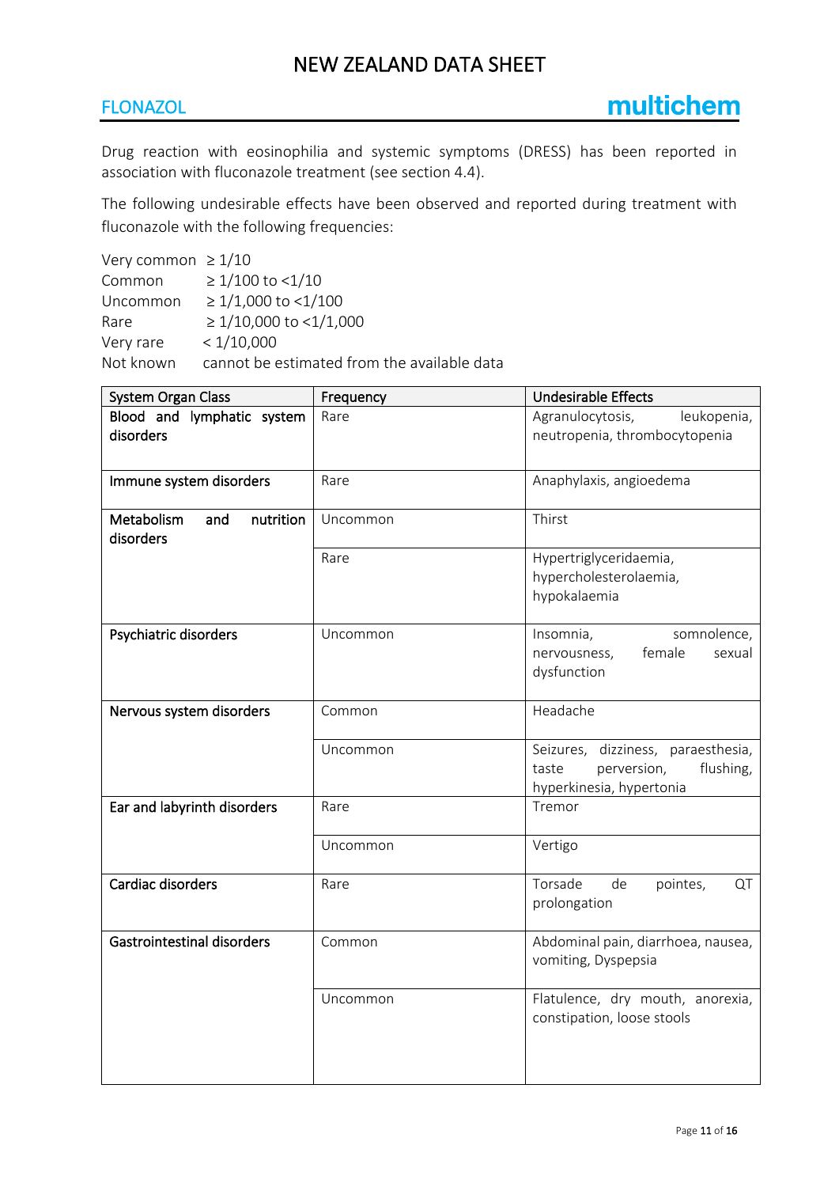Drug reaction with eosinophilia and systemic symptoms (DRESS) has been reported in association with fluconazole treatment (see section 4.4).

The following undesirable effects have been observed and reported during treatment with fluconazole with the following frequencies:

Very common ≥ 1/10
Common ≥ 1/100 to <1/10
Uncommon ≥ 1/1,000 to <1/100
Rare ≥ 1/10,000 to <1/1,000
Very rare < 1/10,000
Not known cannot be estimated from the available data

| System Organ Class | Frequency | Undesirable Effects |
|---|---|---|
| Blood and lymphatic system disorders | Rare | Agranulocytosis, leukopenia, neutropenia, thrombocytopenia |
| Immune system disorders | Rare | Anaphylaxis, angioedema |
| Metabolism and nutrition disorders | Uncommon | Thirst |
| | Rare | Hypertriglyceridaemia, hypercholesterolaemia, hypokalaemia |
| Psychiatric disorders | Uncommon | Insomnia, somnolence, nervousness, female sexual dysfunction |
| Nervous system disorders | Common | Headache |
| | Uncommon | Seizures, dizziness, paraesthesia, taste perversion, flushing, hyperkinesia, hypertonia |
| Ear and labyrinth disorders | Rare | Tremor |
| | Uncommon | Vertigo |
| Cardiac disorders | Rare | Torsade de pointes, QT prolongation |
| Gastrointestinal disorders | Common | Abdominal pain, diarrhoea, nausea, vomiting, Dyspepsia |
| | Uncommon | Flatulence, dry mouth, anorexia, constipation, loose stools |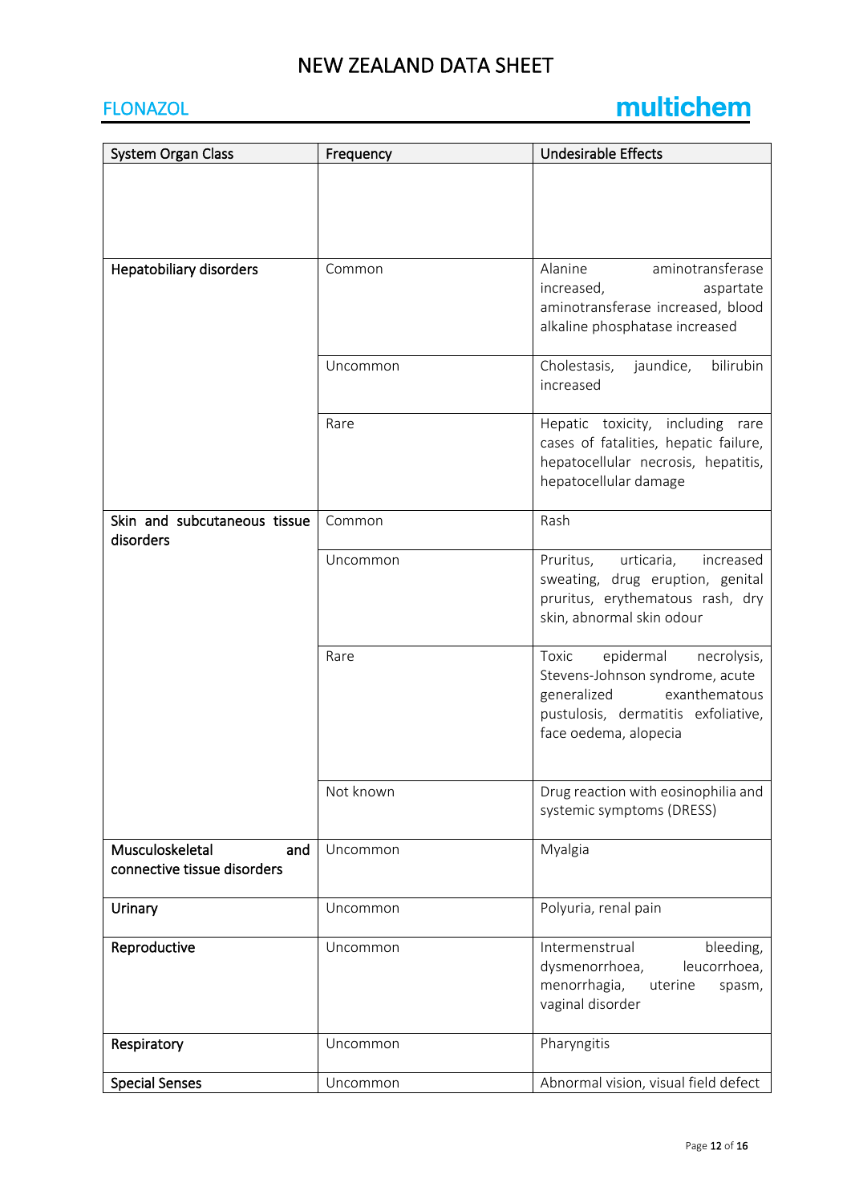| System Organ Class | Frequency | Undesirable Effects |
|---|---|---|
| | | |
| Hepatobiliary disorders | Common | Alanine aminotransferase increased, aspartate aminotransferase increased, blood alkaline phosphatase increased |
| | Uncommon | Cholestasis, jaundice, bilirubin increased |
| | Rare | Hepatic toxicity, including rare cases of fatalities, hepatic failure, hepatocellular necrosis, hepatitis, hepatocellular damage |
| Skin and subcutaneous tissue disorders | Common | Rash |
| | Uncommon | Pruritus, urticaria, increased sweating, drug eruption, genital pruritus, erythematous rash, dry skin, abnormal skin odour |
| | Rare | Toxic epidermal necrolysis, Stevens-Johnson syndrome, acute generalized exanthematous pustulosis, dermatitis exfoliative, face oedema, alopecia |
| | Not known | Drug reaction with eosinophilia and systemic symptoms (DRESS) |
| Musculoskeletal and connective tissue disorders | Uncommon | Myalgia |
| Urinary | Uncommon | Polyuria, renal pain |
| Reproductive | Uncommon | Intermenstrual bleeding, dysmenorrhoea, leucorrhoea, menorrhagia, uterine spasm, vaginal disorder |
| Respiratory | Uncommon | Pharyngitis |
| Special Senses | Uncommon | Abnormal vision, visual field defect |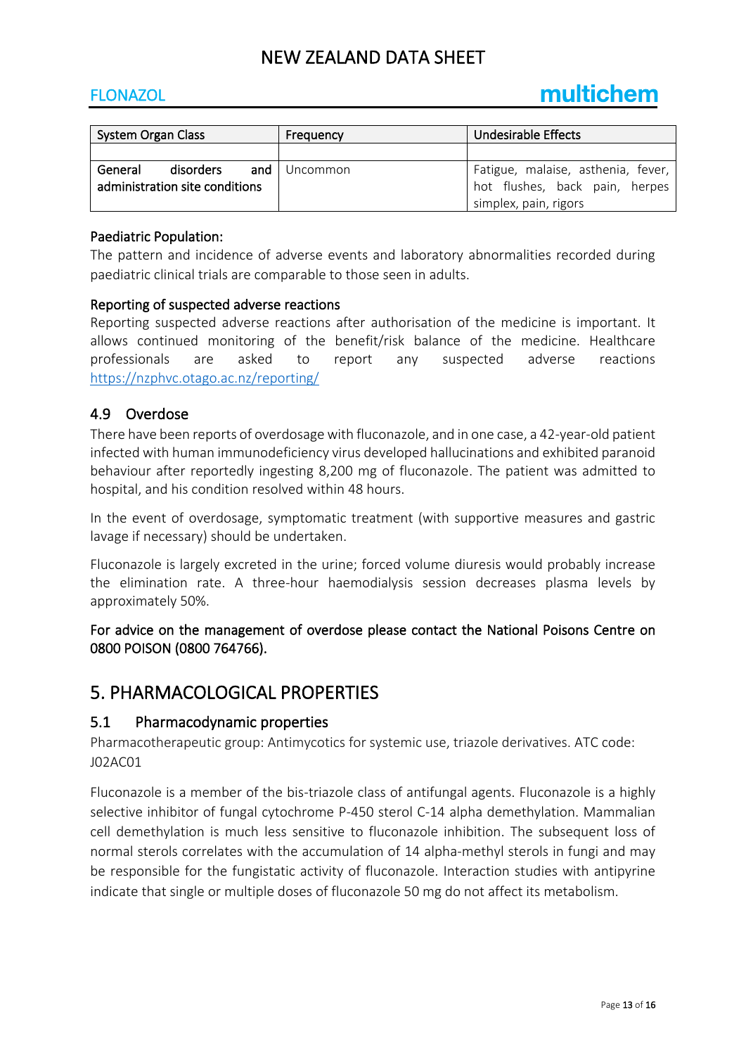| System Organ Class | Frequency | Undesirable Effects |
| --- | --- | --- |
| | | |
| General disorders and administration site conditions | Uncommon | Fatigue, malaise, asthenia, fever, hot flushes, back pain, herpes simplex, pain, rigors |

Paediatric Population:

The pattern and incidence of adverse events and laboratory abnormalities recorded during paediatric clinical trials are comparable to those seen in adults.

Reporting of suspected adverse reactions

Reporting suspected adverse reactions after authorisation of the medicine is important. It allows continued monitoring of the benefit/risk balance of the medicine. Healthcare professionals are asked to report any suspected adverse reactions https://nzphvc.otago.ac.nz/reporting/

## 4.9 Overdose

There have been reports of overdosage with fluconazole, and in one case, a 42-year-old patient infected with human immunodeficiency virus developed hallucinations and exhibited paranoid behaviour after reportedly ingesting 8,200 mg of fluconazole. The patient was admitted to hospital, and his condition resolved within 48 hours.

In the event of overdosage, symptomatic treatment (with supportive measures and gastric lavage if necessary) should be undertaken.

Fluconazole is largely excreted in the urine; forced volume diuresis would probably increase the elimination rate. A three-hour haemodialysis session decreases plasma levels by approximately 50%.

For advice on the management of overdose please contact the National Poisons Centre on 0800 POISON (0800 764766).

# 5. PHARMACOLOGICAL PROPERTIES

## 5.1 Pharmacodynamic properties

Pharmacotherapeutic group: Antimycotics for systemic use, triazole derivatives. ATC code: J02AC01

Fluconazole is a member of the bis-triazole class of antifungal agents. Fluconazole is a highly selective inhibitor of fungal cytochrome P-450 sterol C-14 alpha demethylation. Mammalian cell demethylation is much less sensitive to fluconazole inhibition. The subsequent loss of normal sterols correlates with the accumulation of 14 alpha-methyl sterols in fungi and may be responsible for the fungistatic activity of fluconazole. Interaction studies with antipyrine indicate that single or multiple doses of fluconazole 50 mg do not affect its metabolism.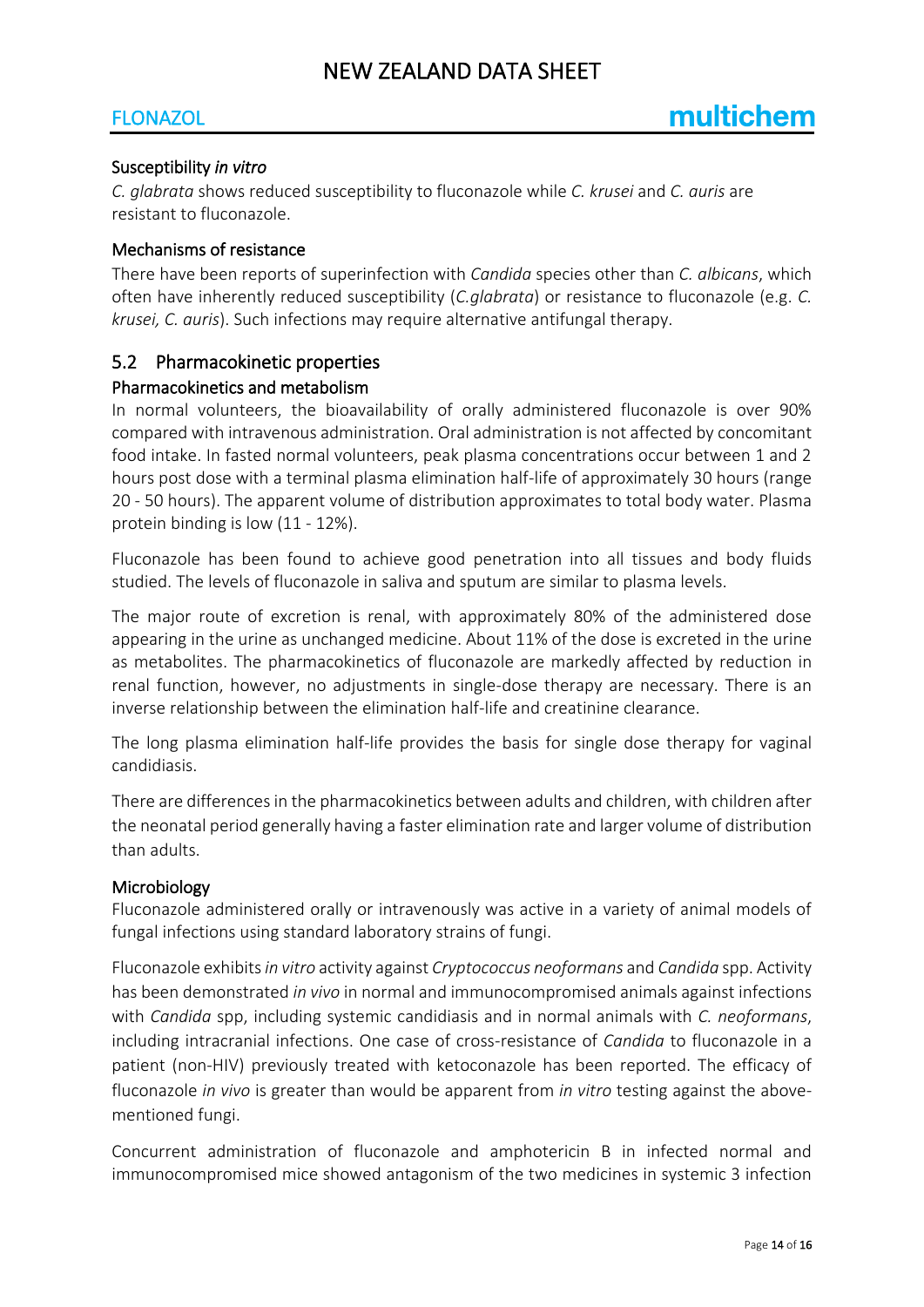### Susceptibility *in vitro*

*C. glabrata* shows reduced susceptibility to fluconazole while *C. krusei* and *C. auris* are resistant to fluconazole.

### Mechanisms of resistance

There have been reports of superinfection with *Candida* species other than *C. albicans*, which often have inherently reduced susceptibility (*C.glabrata*) or resistance to fluconazole (e.g. *C. krusei, C. auris*). Such infections may require alternative antifungal therapy.

## 5.2 Pharmacokinetic properties

### Pharmacokinetics and metabolism

In normal volunteers, the bioavailability of orally administered fluconazole is over 90% compared with intravenous administration. Oral administration is not affected by concomitant food intake. In fasted normal volunteers, peak plasma concentrations occur between 1 and 2 hours post dose with a terminal plasma elimination half-life of approximately 30 hours (range 20 - 50 hours). The apparent volume of distribution approximates to total body water. Plasma protein binding is low (11 - 12%).

Fluconazole has been found to achieve good penetration into all tissues and body fluids studied. The levels of fluconazole in saliva and sputum are similar to plasma levels.

The major route of excretion is renal, with approximately 80% of the administered dose appearing in the urine as unchanged medicine. About 11% of the dose is excreted in the urine as metabolites. The pharmacokinetics of fluconazole are markedly affected by reduction in renal function, however, no adjustments in single-dose therapy are necessary. There is an inverse relationship between the elimination half-life and creatinine clearance.

The long plasma elimination half-life provides the basis for single dose therapy for vaginal candidiasis.

There are differences in the pharmacokinetics between adults and children, with children after the neonatal period generally having a faster elimination rate and larger volume of distribution than adults.

### Microbiology

Fluconazole administered orally or intravenously was active in a variety of animal models of fungal infections using standard laboratory strains of fungi.

Fluconazole exhibits *in vitro* activity against *Cryptococcus neoformans* and *Candida* spp. Activity has been demonstrated *in vivo* in normal and immunocompromised animals against infections with *Candida* spp, including systemic candidiasis and in normal animals with *C. neoformans*, including intracranial infections. One case of cross-resistance of *Candida* to fluconazole in a patient (non-HIV) previously treated with ketoconazole has been reported. The efficacy of fluconazole *in vivo* is greater than would be apparent from *in vitro* testing against the above-mentioned fungi.

Concurrent administration of fluconazole and amphotericin B in infected normal and immunocompromised mice showed antagonism of the two medicines in systemic 3 infection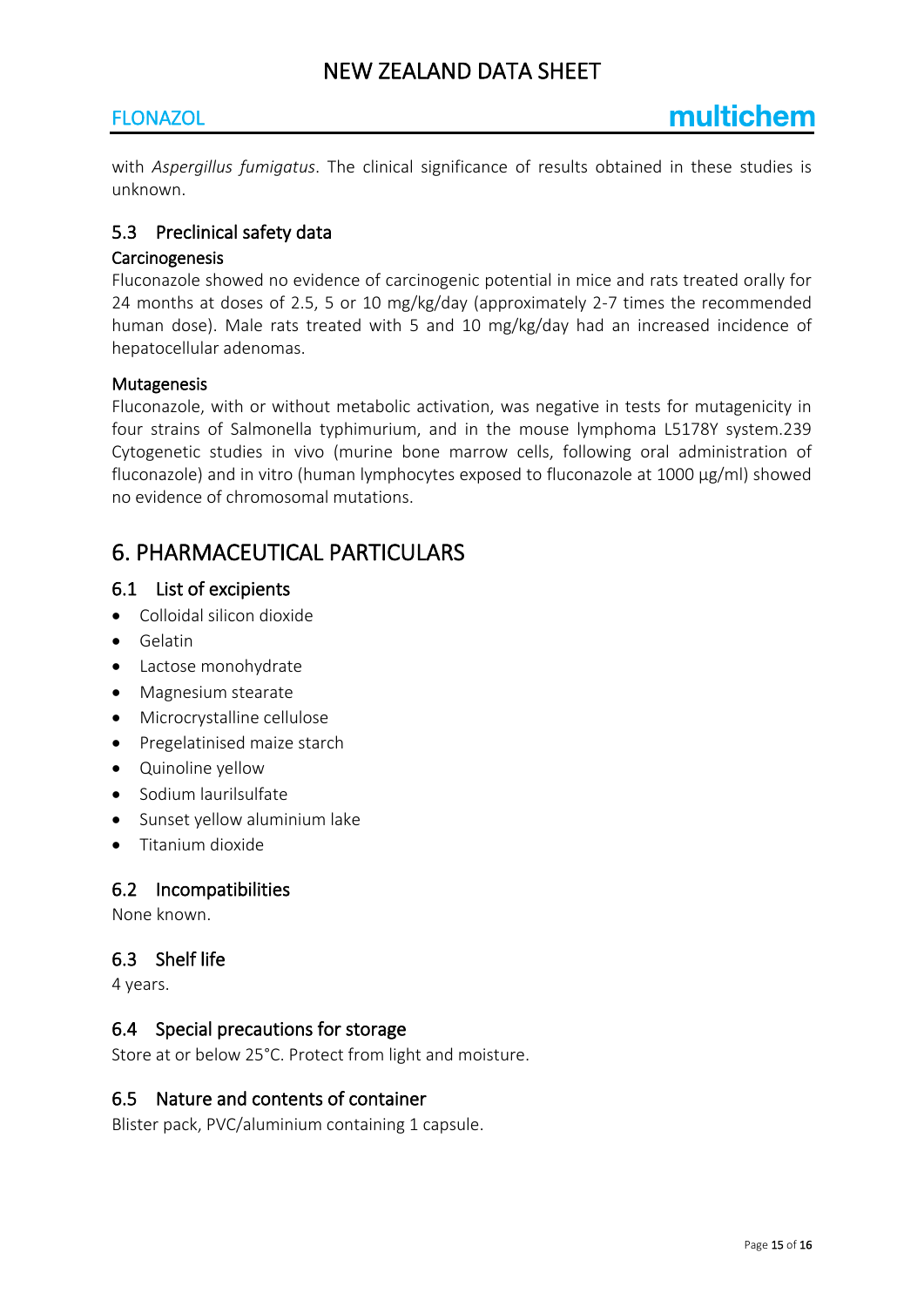with *Aspergillus fumigatus*. The clinical significance of results obtained in these studies is unknown.

## 5.3 Preclinical safety data

### Carcinogenesis

Fluconazole showed no evidence of carcinogenic potential in mice and rats treated orally for 24 months at doses of 2.5, 5 or 10 mg/kg/day (approximately 2-7 times the recommended human dose). Male rats treated with 5 and 10 mg/kg/day had an increased incidence of hepatocellular adenomas.

### Mutagenesis

Fluconazole, with or without metabolic activation, was negative in tests for mutagenicity in four strains of Salmonella typhimurium, and in the mouse lymphoma L5178Y system.239 Cytogenetic studies in vivo (murine bone marrow cells, following oral administration of fluconazole) and in vitro (human lymphocytes exposed to fluconazole at 1000 µg/ml) showed no evidence of chromosomal mutations.

# 6. PHARMACEUTICAL PARTICULARS

## 6.1 List of excipients

- Colloidal silicon dioxide
- Gelatin
- Lactose monohydrate
- Magnesium stearate
- Microcrystalline cellulose
- Pregelatinised maize starch
- Quinoline yellow
- Sodium laurilsulfate
- Sunset yellow aluminium lake
- Titanium dioxide

## 6.2 Incompatibilities

None known.

## 6.3 Shelf life

4 years.

## 6.4 Special precautions for storage

Store at or below 25°C. Protect from light and moisture.

## 6.5 Nature and contents of container

Blister pack, PVC/aluminium containing 1 capsule.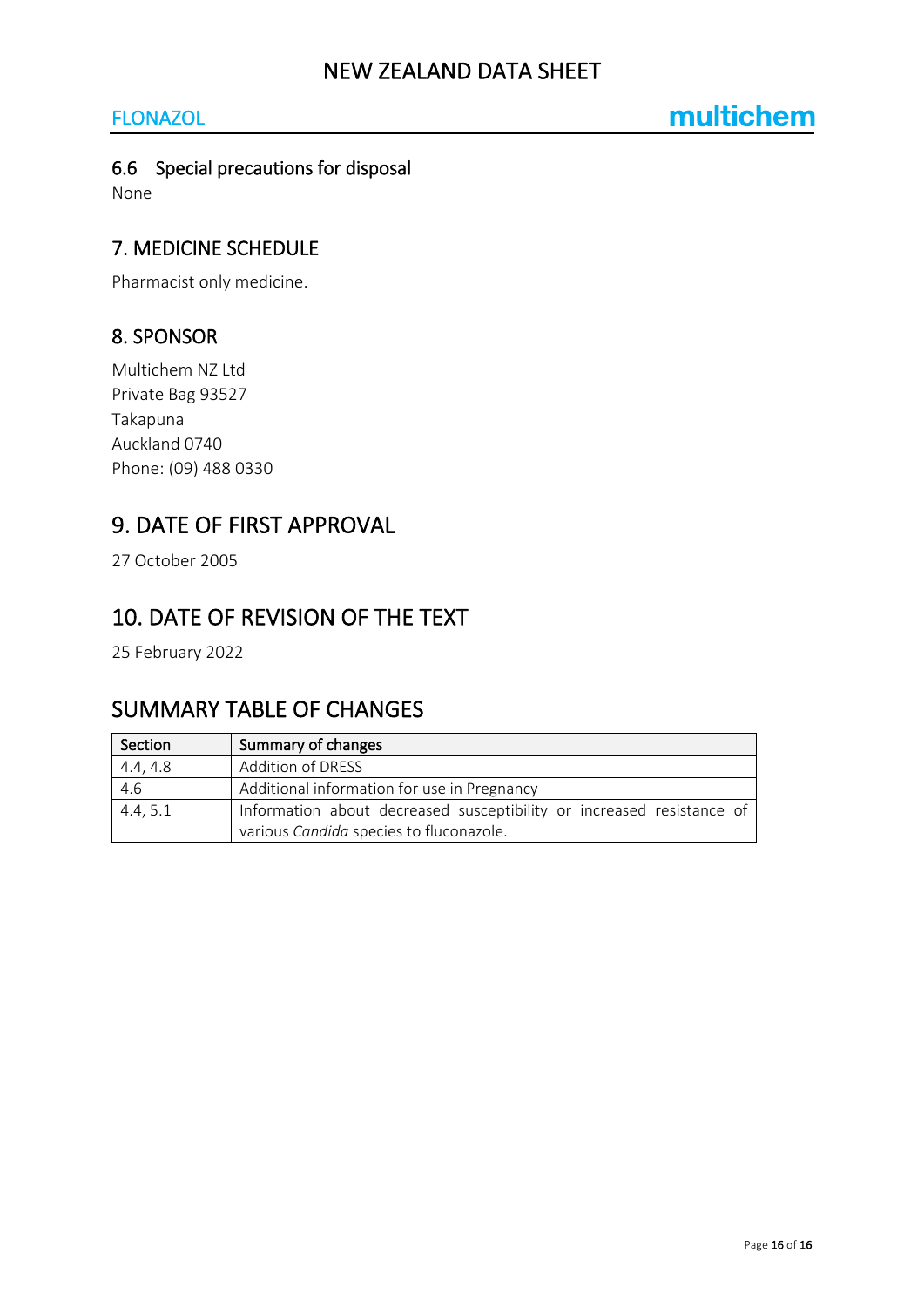### 6.6 Special precautions for disposal

None

## 7. MEDICINE SCHEDULE

Pharmacist only medicine.

## 8. SPONSOR

Multichem NZ Ltd
Private Bag 93527
Takapuna
Auckland 0740
Phone: (09) 488 0330

## 9. DATE OF FIRST APPROVAL

27 October 2005

## 10. DATE OF REVISION OF THE TEXT

25 February 2022

## SUMMARY TABLE OF CHANGES

| Section | Summary of changes |
|---|---|
| 4.4, 4.8 | Addition of DRESS |
| 4.6 | Additional information for use in Pregnancy |
| 4.4, 5.1 | Information about decreased susceptibility or increased resistance of various *Candida* species to fluconazole. |